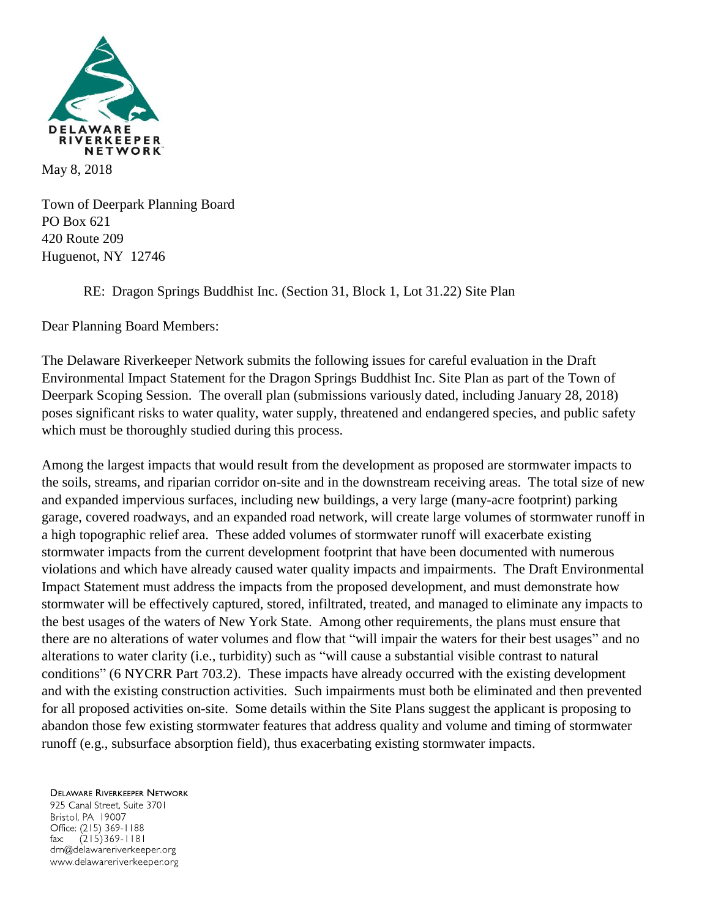DELAWARE RIVERKEEPER NETWORK

May 8, 2018

Town of Deerpark Planning Board
PO Box 621
420 Route 209
Huguenot, NY 12746

RE: Dragon Springs Buddhist Inc. (Section 31, Block 1, Lot 31.22) Site Plan

Dear Planning Board Members:

The Delaware Riverkeeper Network submits the following issues for careful evaluation in the Draft Environmental Impact Statement for the Dragon Springs Buddhist Inc. Site Plan as part of the Town of Deerpark Scoping Session. The overall plan (submissions variously dated, including January 28, 2018) poses significant risks to water quality, water supply, threatened and endangered species, and public safety which must be thoroughly studied during this process.

Among the largest impacts that would result from the development as proposed are stormwater impacts to the soils, streams, and riparian corridor on-site and in the downstream receiving areas. The total size of new and expanded impervious surfaces, including new buildings, a very large (many-acre footprint) parking garage, covered roadways, and an expanded road network, will create large volumes of stormwater runoff in a high topographic relief area. These added volumes of stormwater runoff will exacerbate existing stormwater impacts from the current development footprint that have been documented with numerous violations and which have already caused water quality impacts and impairments. The Draft Environmental Impact Statement must address the impacts from the proposed development, and must demonstrate how stormwater will be effectively captured, stored, infiltrated, treated, and managed to eliminate any impacts to the best usages of the waters of New York State. Among other requirements, the plans must ensure that there are no alterations of water volumes and flow that "will impair the waters for their best usages" and no alterations to water clarity (i.e., turbidity) such as "will cause a substantial visible contrast to natural conditions" (6 NYCRR Part 703.2). These impacts have already occurred with the existing development and with the existing construction activities. Such impairments must both be eliminated and then prevented for all proposed activities on-site. Some details within the Site Plans suggest the applicant is proposing to abandon those few existing stormwater features that address quality and volume and timing of stormwater runoff (e.g., subsurface absorption field), thus exacerbating existing stormwater impacts.

DELAWARE RIVERKEEPER NETWORK
925 Canal Street, Suite 3701
Bristol, PA 19007
Office: (215) 369-1188
fax: (215)369-1181
drn@delawareriverkeeper.org
www.delawareriverkeeper.org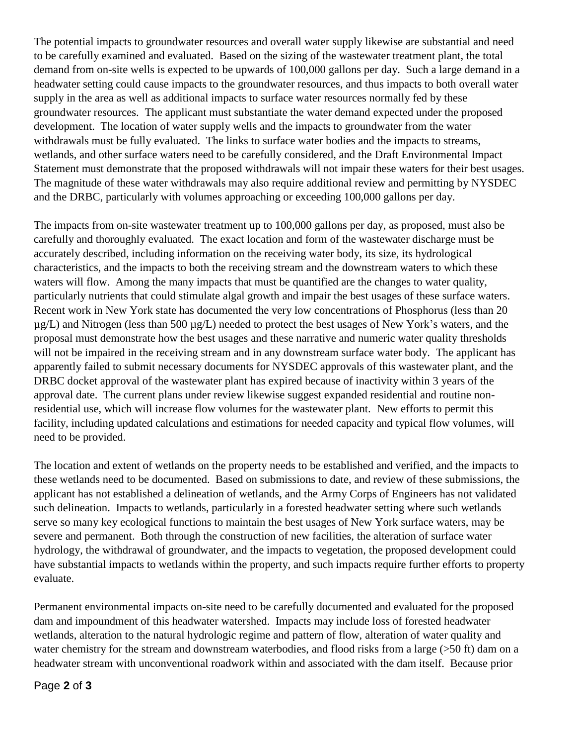The potential impacts to groundwater resources and overall water supply likewise are substantial and need to be carefully examined and evaluated. Based on the sizing of the wastewater treatment plant, the total demand from on-site wells is expected to be upwards of 100,000 gallons per day. Such a large demand in a headwater setting could cause impacts to the groundwater resources, and thus impacts to both overall water supply in the area as well as additional impacts to surface water resources normally fed by these groundwater resources. The applicant must substantiate the water demand expected under the proposed development. The location of water supply wells and the impacts to groundwater from the water withdrawals must be fully evaluated. The links to surface water bodies and the impacts to streams, wetlands, and other surface waters need to be carefully considered, and the Draft Environmental Impact Statement must demonstrate that the proposed withdrawals will not impair these waters for their best usages. The magnitude of these water withdrawals may also require additional review and permitting by NYSDEC and the DRBC, particularly with volumes approaching or exceeding 100,000 gallons per day.

The impacts from on-site wastewater treatment up to 100,000 gallons per day, as proposed, must also be carefully and thoroughly evaluated. The exact location and form of the wastewater discharge must be accurately described, including information on the receiving water body, its size, its hydrological characteristics, and the impacts to both the receiving stream and the downstream waters to which these waters will flow. Among the many impacts that must be quantified are the changes to water quality, particularly nutrients that could stimulate algal growth and impair the best usages of these surface waters. Recent work in New York state has documented the very low concentrations of Phosphorus (less than 20 µg/L) and Nitrogen (less than 500 µg/L) needed to protect the best usages of New York's waters, and the proposal must demonstrate how the best usages and these narrative and numeric water quality thresholds will not be impaired in the receiving stream and in any downstream surface water body. The applicant has apparently failed to submit necessary documents for NYSDEC approvals of this wastewater plant, and the DRBC docket approval of the wastewater plant has expired because of inactivity within 3 years of the approval date. The current plans under review likewise suggest expanded residential and routine non-residential use, which will increase flow volumes for the wastewater plant. New efforts to permit this facility, including updated calculations and estimations for needed capacity and typical flow volumes, will need to be provided.

The location and extent of wetlands on the property needs to be established and verified, and the impacts to these wetlands need to be documented. Based on submissions to date, and review of these submissions, the applicant has not established a delineation of wetlands, and the Army Corps of Engineers has not validated such delineation. Impacts to wetlands, particularly in a forested headwater setting where such wetlands serve so many key ecological functions to maintain the best usages of New York surface waters, may be severe and permanent. Both through the construction of new facilities, the alteration of surface water hydrology, the withdrawal of groundwater, and the impacts to vegetation, the proposed development could have substantial impacts to wetlands within the property, and such impacts require further efforts to property evaluate.

Permanent environmental impacts on-site need to be carefully documented and evaluated for the proposed dam and impoundment of this headwater watershed. Impacts may include loss of forested headwater wetlands, alteration to the natural hydrologic regime and pattern of flow, alteration of water quality and water chemistry for the stream and downstream waterbodies, and flood risks from a large (>50 ft) dam on a headwater stream with unconventional roadwork within and associated with the dam itself. Because prior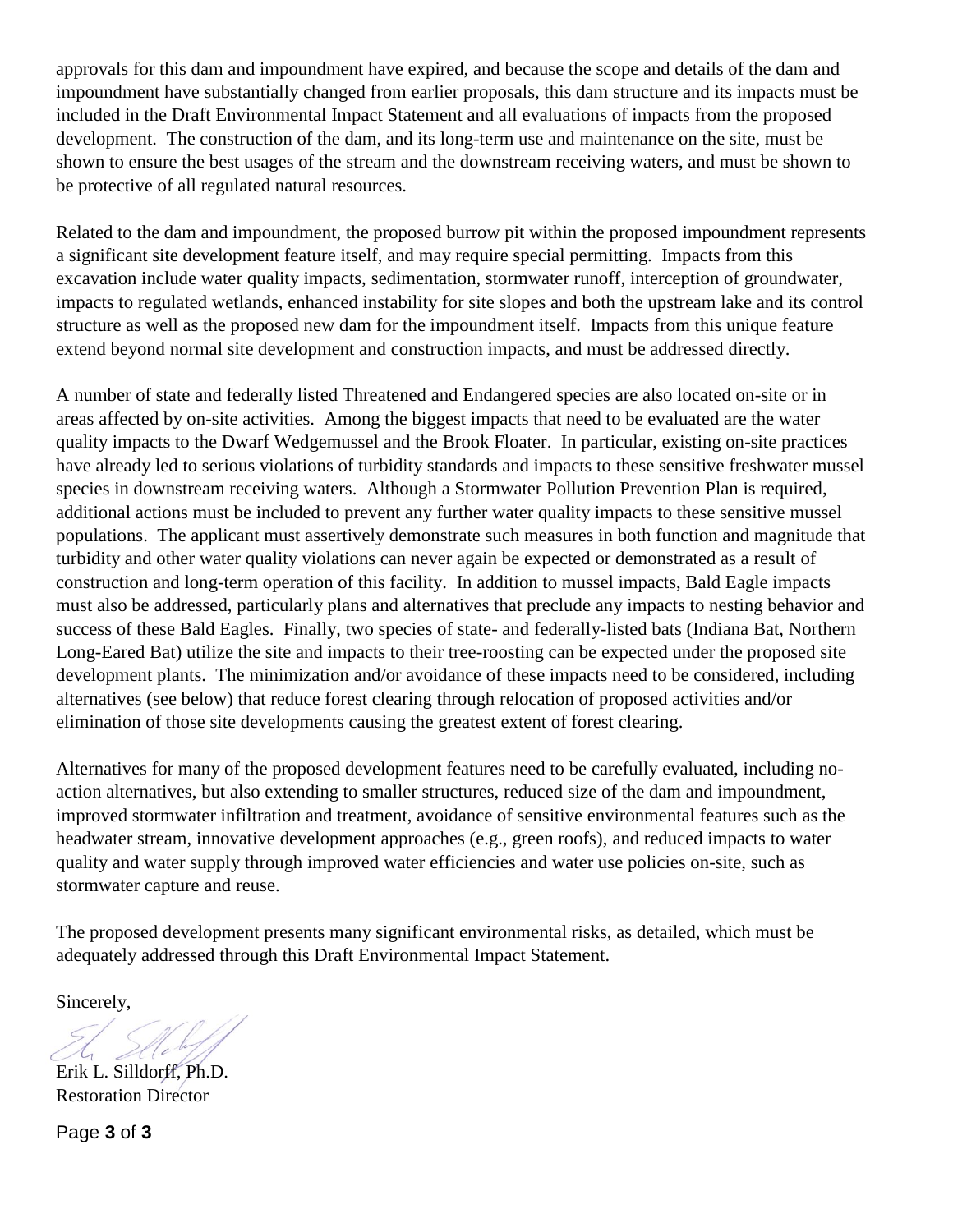approvals for this dam and impoundment have expired, and because the scope and details of the dam and impoundment have substantially changed from earlier proposals, this dam structure and its impacts must be included in the Draft Environmental Impact Statement and all evaluations of impacts from the proposed development. The construction of the dam, and its long-term use and maintenance on the site, must be shown to ensure the best usages of the stream and the downstream receiving waters, and must be shown to be protective of all regulated natural resources.

Related to the dam and impoundment, the proposed burrow pit within the proposed impoundment represents a significant site development feature itself, and may require special permitting. Impacts from this excavation include water quality impacts, sedimentation, stormwater runoff, interception of groundwater, impacts to regulated wetlands, enhanced instability for site slopes and both the upstream lake and its control structure as well as the proposed new dam for the impoundment itself. Impacts from this unique feature extend beyond normal site development and construction impacts, and must be addressed directly.

A number of state and federally listed Threatened and Endangered species are also located on-site or in areas affected by on-site activities. Among the biggest impacts that need to be evaluated are the water quality impacts to the Dwarf Wedgemussel and the Brook Floater. In particular, existing on-site practices have already led to serious violations of turbidity standards and impacts to these sensitive freshwater mussel species in downstream receiving waters. Although a Stormwater Pollution Prevention Plan is required, additional actions must be included to prevent any further water quality impacts to these sensitive mussel populations. The applicant must assertively demonstrate such measures in both function and magnitude that turbidity and other water quality violations can never again be expected or demonstrated as a result of construction and long-term operation of this facility. In addition to mussel impacts, Bald Eagle impacts must also be addressed, particularly plans and alternatives that preclude any impacts to nesting behavior and success of these Bald Eagles. Finally, two species of state- and federally-listed bats (Indiana Bat, Northern Long-Eared Bat) utilize the site and impacts to their tree-roosting can be expected under the proposed site development plants. The minimization and/or avoidance of these impacts need to be considered, including alternatives (see below) that reduce forest clearing through relocation of proposed activities and/or elimination of those site developments causing the greatest extent of forest clearing.

Alternatives for many of the proposed development features need to be carefully evaluated, including no-action alternatives, but also extending to smaller structures, reduced size of the dam and impoundment, improved stormwater infiltration and treatment, avoidance of sensitive environmental features such as the headwater stream, innovative development approaches (e.g., green roofs), and reduced impacts to water quality and water supply through improved water efficiencies and water use policies on-site, such as stormwater capture and reuse.

The proposed development presents many significant environmental risks, as detailed, which must be adequately addressed through this Draft Environmental Impact Statement.

Sincerely,

Erik L. Silldorff, Ph.D.
Restoration Director